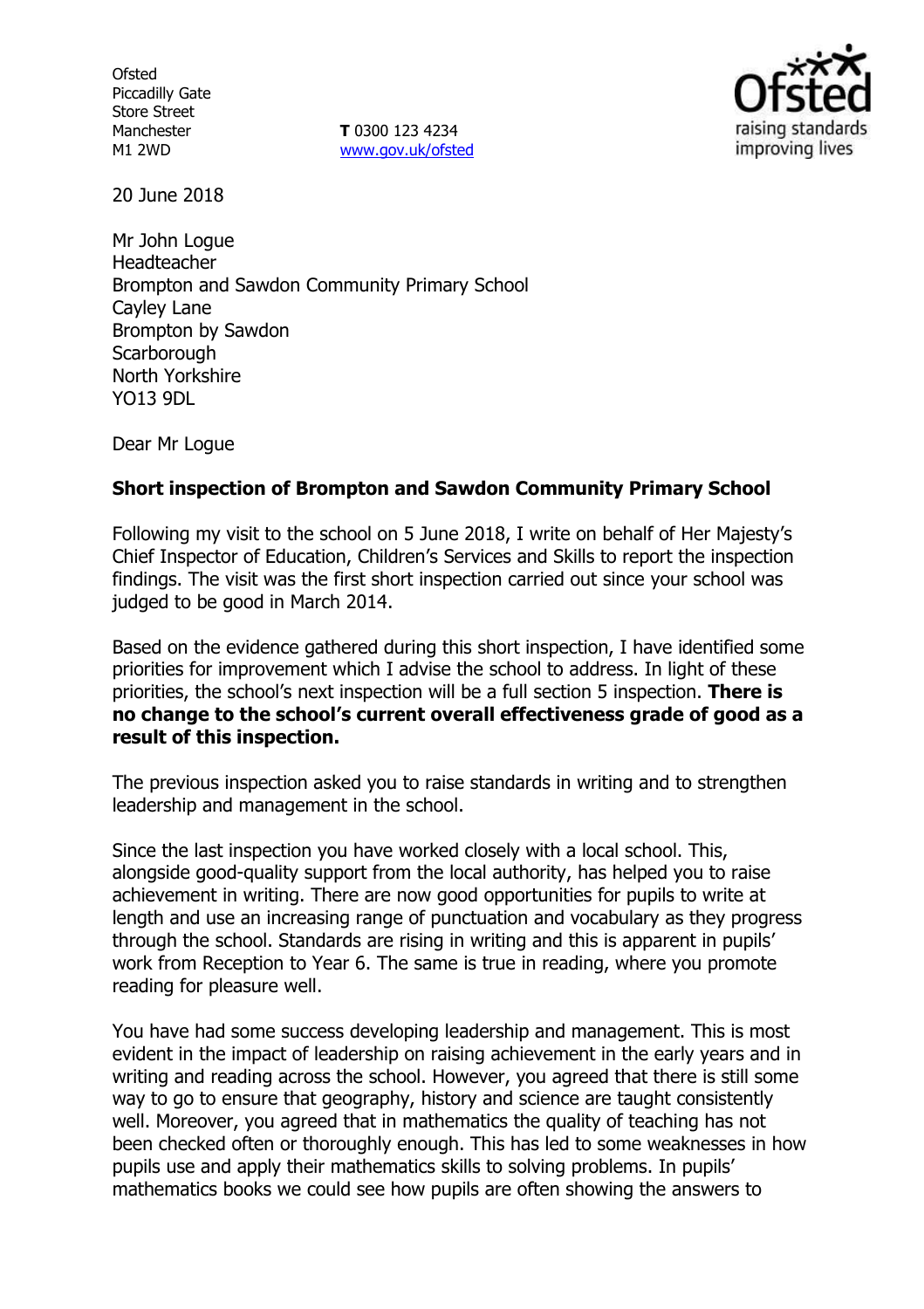Ofsted
Piccadilly Gate
Store Street
Manchester
M1 2WD

**T** 0300 123 4234
www.gov.uk/ofsted

20 June 2018

Mr John Logue
Headteacher
Brompton and Sawdon Community Primary School
Cayley Lane
Brompton by Sawdon
Scarborough
North Yorkshire
YO13 9DL

Dear Mr Logue

**Short inspection of Brompton and Sawdon Community Primary School**

Following my visit to the school on 5 June 2018, I write on behalf of Her Majesty's Chief Inspector of Education, Children's Services and Skills to report the inspection findings. The visit was the first short inspection carried out since your school was judged to be good in March 2014.

Based on the evidence gathered during this short inspection, I have identified some priorities for improvement which I advise the school to address. In light of these priorities, the school's next inspection will be a full section 5 inspection. **There is no change to the school's current overall effectiveness grade of good as a result of this inspection.**

The previous inspection asked you to raise standards in writing and to strengthen leadership and management in the school.

Since the last inspection you have worked closely with a local school. This, alongside good-quality support from the local authority, has helped you to raise achievement in writing. There are now good opportunities for pupils to write at length and use an increasing range of punctuation and vocabulary as they progress through the school. Standards are rising in writing and this is apparent in pupils' work from Reception to Year 6. The same is true in reading, where you promote reading for pleasure well.

You have had some success developing leadership and management. This is most evident in the impact of leadership on raising achievement in the early years and in writing and reading across the school. However, you agreed that there is still some way to go to ensure that geography, history and science are taught consistently well. Moreover, you agreed that in mathematics the quality of teaching has not been checked often or thoroughly enough. This has led to some weaknesses in how pupils use and apply their mathematics skills to solving problems. In pupils' mathematics books we could see how pupils are often showing the answers to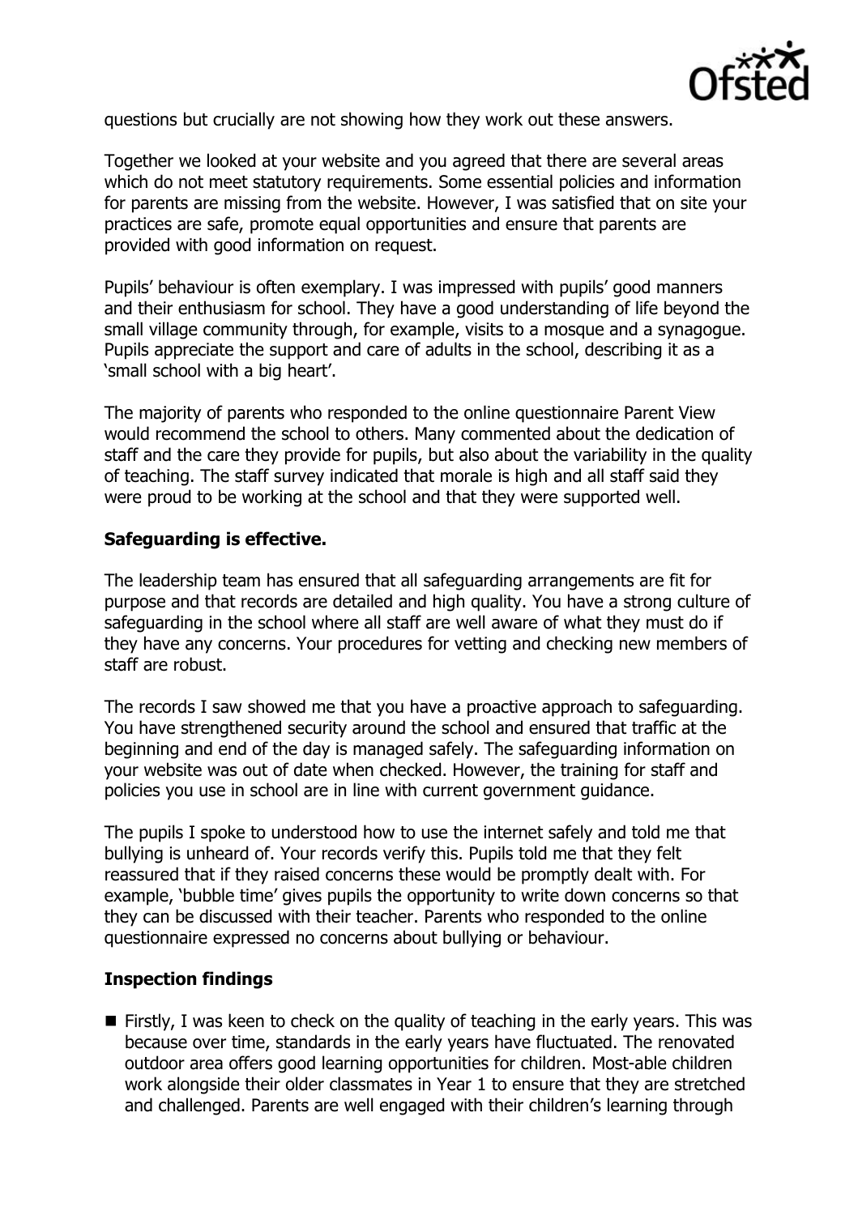questions but crucially are not showing how they work out these answers.

Together we looked at your website and you agreed that there are several areas which do not meet statutory requirements. Some essential policies and information for parents are missing from the website. However, I was satisfied that on site your practices are safe, promote equal opportunities and ensure that parents are provided with good information on request.

Pupils' behaviour is often exemplary. I was impressed with pupils' good manners and their enthusiasm for school. They have a good understanding of life beyond the small village community through, for example, visits to a mosque and a synagogue. Pupils appreciate the support and care of adults in the school, describing it as a 'small school with a big heart'.

The majority of parents who responded to the online questionnaire Parent View would recommend the school to others. Many commented about the dedication of staff and the care they provide for pupils, but also about the variability in the quality of teaching. The staff survey indicated that morale is high and all staff said they were proud to be working at the school and that they were supported well.

**Safeguarding is effective.**

The leadership team has ensured that all safeguarding arrangements are fit for purpose and that records are detailed and high quality. You have a strong culture of safeguarding in the school where all staff are well aware of what they must do if they have any concerns. Your procedures for vetting and checking new members of staff are robust.

The records I saw showed me that you have a proactive approach to safeguarding. You have strengthened security around the school and ensured that traffic at the beginning and end of the day is managed safely. The safeguarding information on your website was out of date when checked. However, the training for staff and policies you use in school are in line with current government guidance.

The pupils I spoke to understood how to use the internet safely and told me that bullying is unheard of. Your records verify this. Pupils told me that they felt reassured that if they raised concerns these would be promptly dealt with. For example, 'bubble time' gives pupils the opportunity to write down concerns so that they can be discussed with their teacher. Parents who responded to the online questionnaire expressed no concerns about bullying or behaviour.

**Inspection findings**

- Firstly, I was keen to check on the quality of teaching in the early years. This was because over time, standards in the early years have fluctuated. The renovated outdoor area offers good learning opportunities for children. Most-able children work alongside their older classmates in Year 1 to ensure that they are stretched and challenged. Parents are well engaged with their children's learning through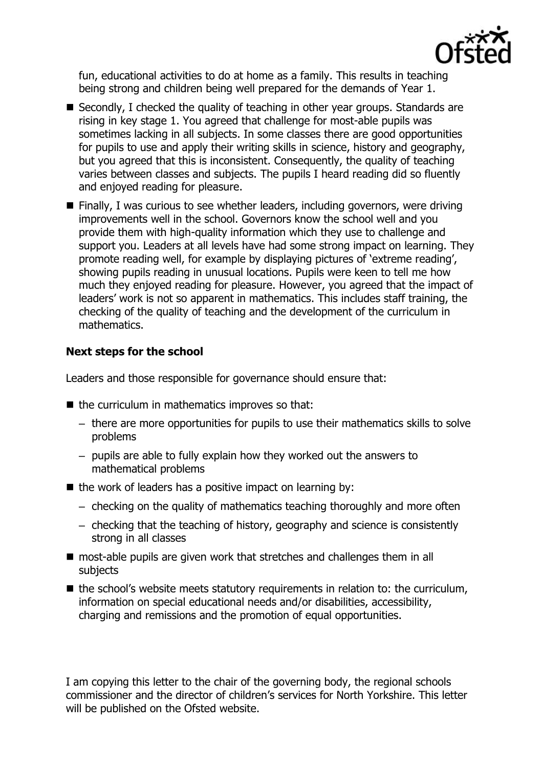fun, educational activities to do at home as a family. This results in teaching being strong and children being well prepared for the demands of Year 1.

- Secondly, I checked the quality of teaching in other year groups. Standards are rising in key stage 1. You agreed that challenge for most-able pupils was sometimes lacking in all subjects. In some classes there are good opportunities for pupils to use and apply their writing skills in science, history and geography, but you agreed that this is inconsistent. Consequently, the quality of teaching varies between classes and subjects. The pupils I heard reading did so fluently and enjoyed reading for pleasure.
- Finally, I was curious to see whether leaders, including governors, were driving improvements well in the school. Governors know the school well and you provide them with high-quality information which they use to challenge and support you. Leaders at all levels have had some strong impact on learning. They promote reading well, for example by displaying pictures of 'extreme reading', showing pupils reading in unusual locations. Pupils were keen to tell me how much they enjoyed reading for pleasure. However, you agreed that the impact of leaders' work is not so apparent in mathematics. This includes staff training, the checking of the quality of teaching and the development of the curriculum in mathematics.

### Next steps for the school

Leaders and those responsible for governance should ensure that:

- the curriculum in mathematics improves so that:
  - there are more opportunities for pupils to use their mathematics skills to solve problems
  - pupils are able to fully explain how they worked out the answers to mathematical problems
- the work of leaders has a positive impact on learning by:
  - checking on the quality of mathematics teaching thoroughly and more often
  - checking that the teaching of history, geography and science is consistently strong in all classes
- most-able pupils are given work that stretches and challenges them in all subjects
- the school's website meets statutory requirements in relation to: the curriculum, information on special educational needs and/or disabilities, accessibility, charging and remissions and the promotion of equal opportunities.

I am copying this letter to the chair of the governing body, the regional schools commissioner and the director of children's services for North Yorkshire. This letter will be published on the Ofsted website.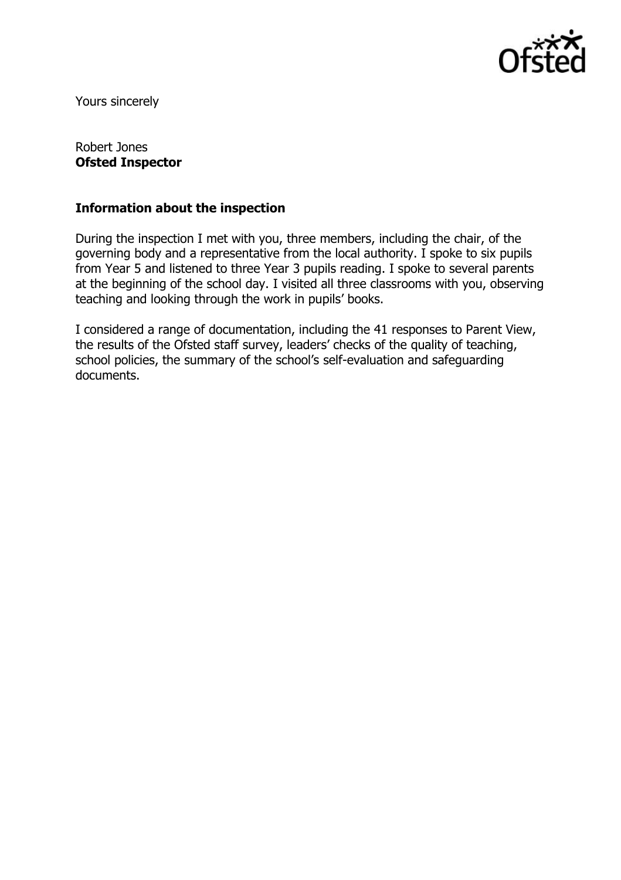Yours sincerely

Robert Jones
**Ofsted Inspector**

## Information about the inspection

During the inspection I met with you, three members, including the chair, of the governing body and a representative from the local authority. I spoke to six pupils from Year 5 and listened to three Year 3 pupils reading. I spoke to several parents at the beginning of the school day. I visited all three classrooms with you, observing teaching and looking through the work in pupils' books.

I considered a range of documentation, including the 41 responses to Parent View, the results of the Ofsted staff survey, leaders' checks of the quality of teaching, school policies, the summary of the school's self-evaluation and safeguarding documents.